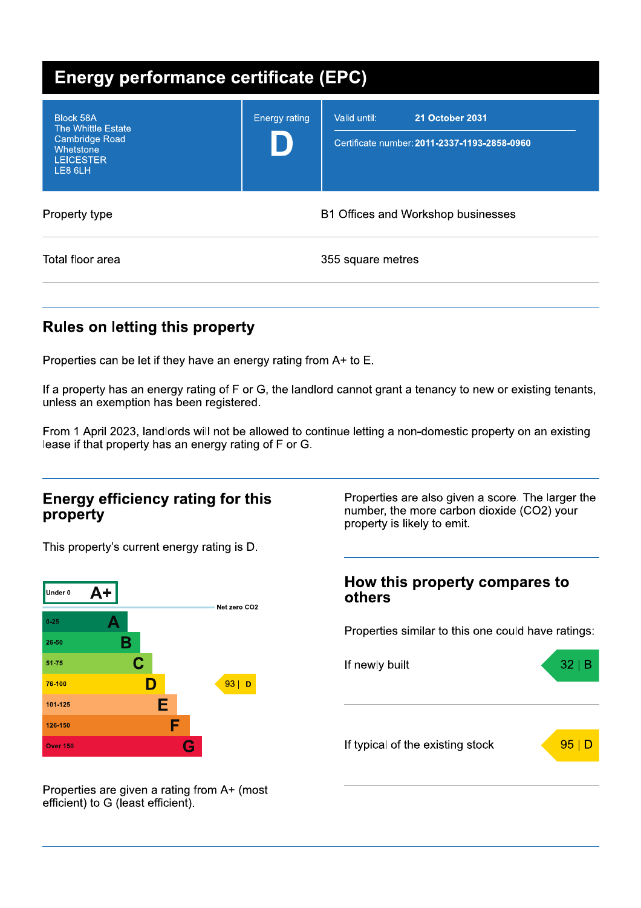# Energy performance certificate (EPC)

| | | |
|---|---|---|
| Block 58A<br>The Whittle Estate<br>Cambridge Road<br>Whetstone<br>LEICESTER<br>LE8 6LH | Energy rating<br>**D** | Valid until: **21 October 2031**<br>Certificate number: **2011-2337-1193-2858-0960** |

| | |
|---|---|
| Property type | B1 Offices and Workshop businesses |
| Total floor area | 355 square metres |

## Rules on letting this property

Properties can be let if they have an energy rating from A+ to E.

If a property has an energy rating of F or G, the landlord cannot grant a tenancy to new or existing tenants, unless an exemption has been registered.

From 1 April 2023, landlords will not be allowed to continue letting a non-domestic property on an existing lease if that property has an energy rating of F or G.

## Energy efficiency rating for this property

This property's current energy rating is D.

| Score | Rating | This property |
|---|---|---|
| Under 0 | A+ (Net zero $CO_2$) | |
| 0-25 | A | |
| 26-50 | B | |
| 51-75 | C | |
| 76-100 | D | 93 \| D |
| 101-125 | E | |
| 126-150 | F | |
| Over 150 | G | |

Properties are given a rating from A+ (most efficient) to G (least efficient).

Properties are also given a score. The larger the number, the more carbon dioxide ($CO_2$) your property is likely to emit.

## How this property compares to others

Properties similar to this one could have ratings:

| | |
|---|---|
| If newly built | 32 \| B |
| If typical of the existing stock | 95 \| D |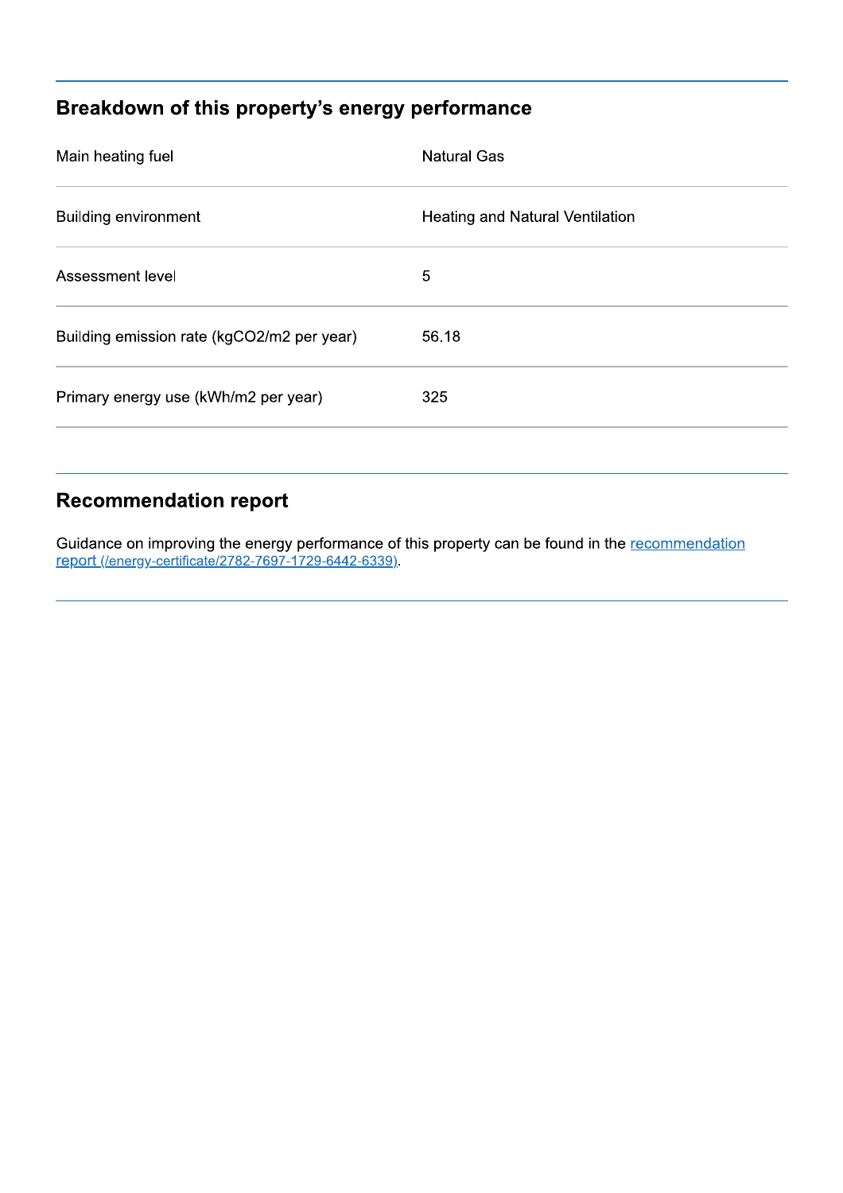## Breakdown of this property’s energy performance

| | |
|---|---|
| Main heating fuel | Natural Gas |
| Building environment | Heating and Natural Ventilation |
| Assessment level | 5 |
| Building emission rate (kgCO2/m2 per year) | 56.18 |
| Primary energy use (kWh/m2 per year) | 325 |

## Recommendation report

Guidance on improving the energy performance of this property can be found in the [recommendation report (/energy-certificate/2782-7697-1729-6442-6339)](/energy-certificate/2782-7697-1729-6442-6339).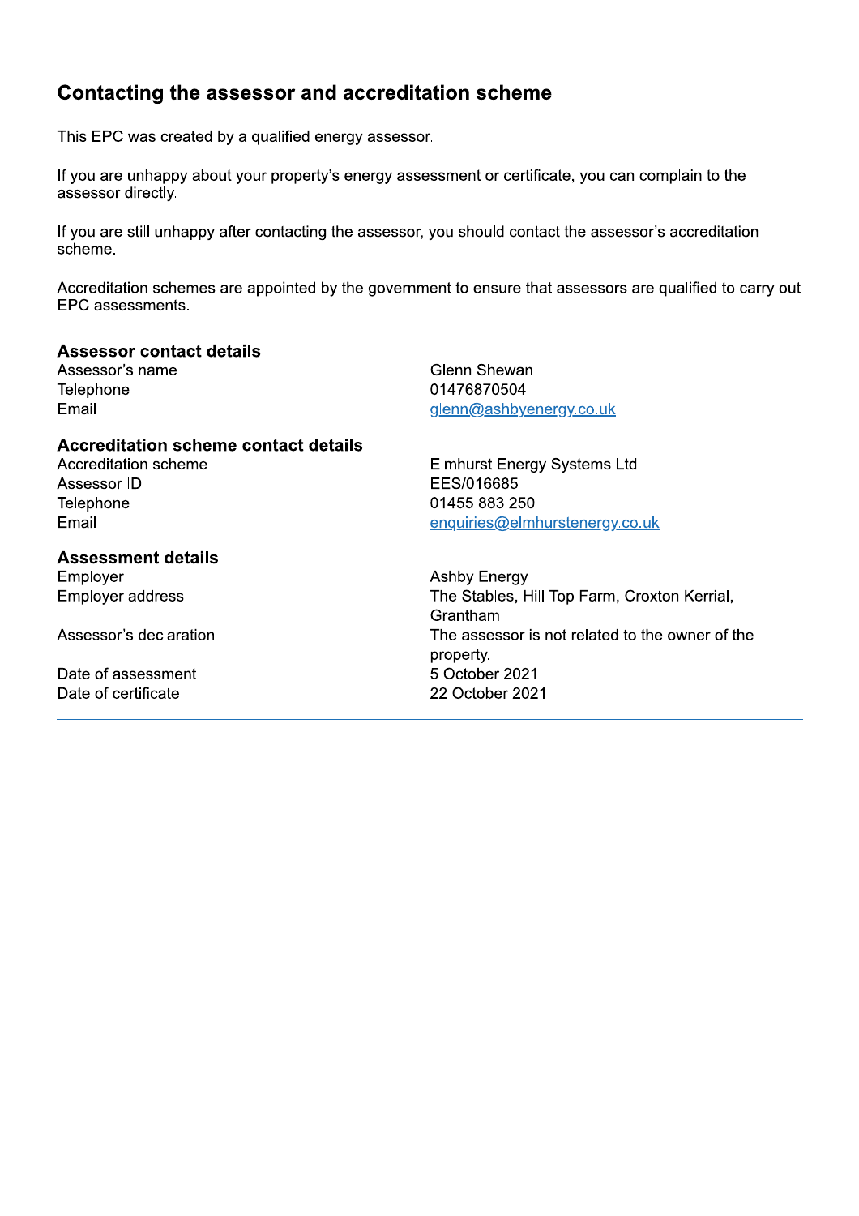## Contacting the assessor and accreditation scheme

This EPC was created by a qualified energy assessor.

If you are unhappy about your property's energy assessment or certificate, you can complain to the assessor directly.

If you are still unhappy after contacting the assessor, you should contact the assessor's accreditation scheme.

Accreditation schemes are appointed by the government to ensure that assessors are qualified to carry out EPC assessments.

### Assessor contact details

| | |
|---|---|
| Assessor's name | Glenn Shewan |
| Telephone | 01476870504 |
| Email | glenn@ashbyenergy.co.uk |

### Accreditation scheme contact details

| | |
|---|---|
| Accreditation scheme | Elmhurst Energy Systems Ltd |
| Assessor ID | EES/016685 |
| Telephone | 01455 883 250 |
| Email | enquiries@elmhurstenergy.co.uk |

### Assessment details

| | |
|---|---|
| Employer | Ashby Energy |
| Employer address | The Stables, Hill Top Farm, Croxton Kerrial, Grantham |
| Assessor's declaration | The assessor is not related to the owner of the property. |
| Date of assessment | 5 October 2021 |
| Date of certificate | 22 October 2021 |